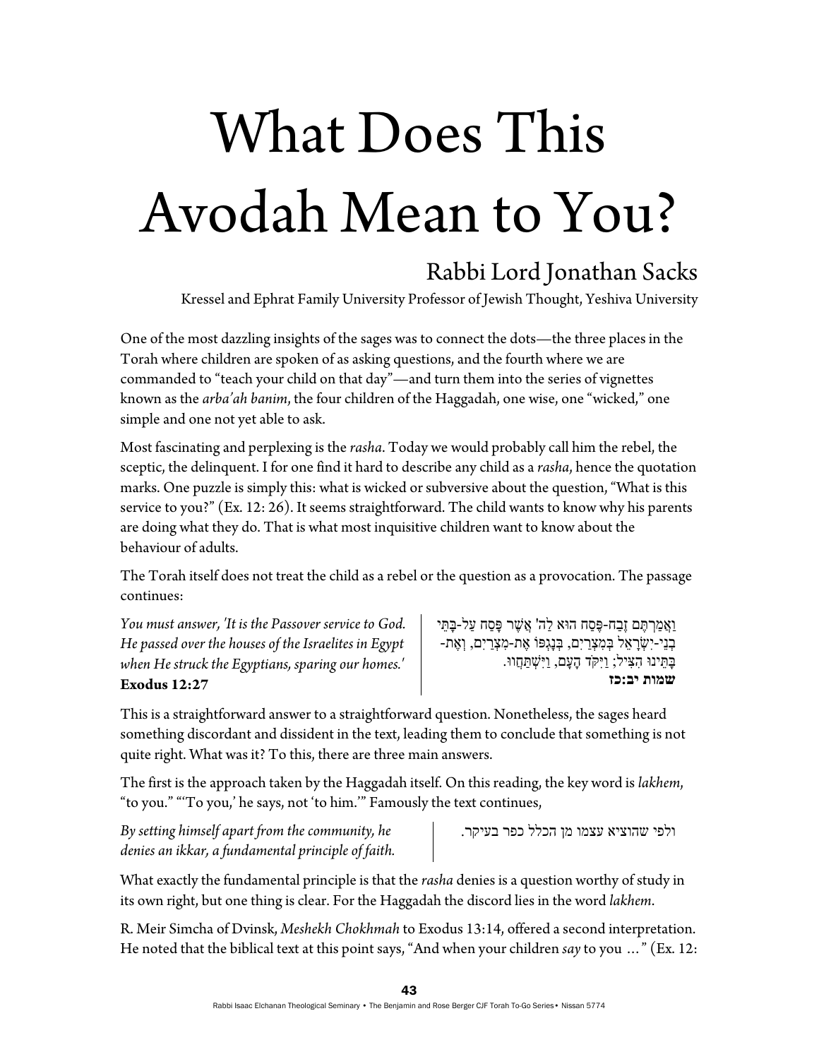# What Does This Avodah Mean to You?

## Rabbi Lord Jonathan Sacks

Kressel and Ephrat Family University Professor of Jewish Thought, Yeshiva University

One of the most dazzling insights of the sages was to connect the dots—the three places in the Torah where children are spoken of as asking questions, and the fourth where we are commanded to "teach your child on that day"—and turn them into the series of vignettes known as the *arba'ah banim*, the four children of the Haggadah, one wise, one "wicked," one simple and one not yet able to ask.

Most fascinating and perplexing is the *rasha*. Today we would probably call him the rebel, the sceptic, the delinquent. I for one find it hard to describe any child as a *rasha*, hence the quotation marks. One puzzle is simply this: what is wicked or subversive about the question, "What is this service to you?" (Ex. 12: 26). It seems straightforward. The child wants to know why his parents are doing what they do. That is what most inquisitive children want to know about the behaviour of adults.

The Torah itself does not treat the child as a rebel or the question as a provocation. The passage continues:

*You must answer, 'It is the Passover service to God. He passed over the houses of the Israelites in Egypt when He struck the Egyptians, sparing our homes.'*
**Exodus 12:27**

וַאֲמַרְתֶּם זֶבַח-פֶּסַח הוּא לַה' אֲשֶׁר פָּסַח עַל-בָּתֵּי בְנֵי-יִשְׂרָאֵל בְּמִצְרַיִם, בְּנָגְפּוֹ אֶת-מִצְרַיִם, וְאֶת-בָּתֵּינוּ הִצִּיל; וַיִּקֹּד הָעָם, וַיִּשְׁתַּחֲווּ.
**שמות יב:כז**

This is a straightforward answer to a straightforward question. Nonetheless, the sages heard something discordant and dissident in the text, leading them to conclude that something is not quite right. What was it? To this, there are three main answers.

The first is the approach taken by the Haggadah itself. On this reading, the key word is *lakhem*, "to you." "'To you,' he says, not 'to him.'" Famously the text continues,

*By setting himself apart from the community, he denies an ikkar, a fundamental principle of faith.*

ולפי שהוציא עצמו מן הכלל כפר בעיקר.

What exactly the fundamental principle is that the *rasha* denies is a question worthy of study in its own right, but one thing is clear. For the Haggadah the discord lies in the word *lakhem*.

R. Meir Simcha of Dvinsk, *Meshekh Chokhmah* to Exodus 13:14, offered a second interpretation. He noted that the biblical text at this point says, "And when your children *say* to you …" (Ex. 12: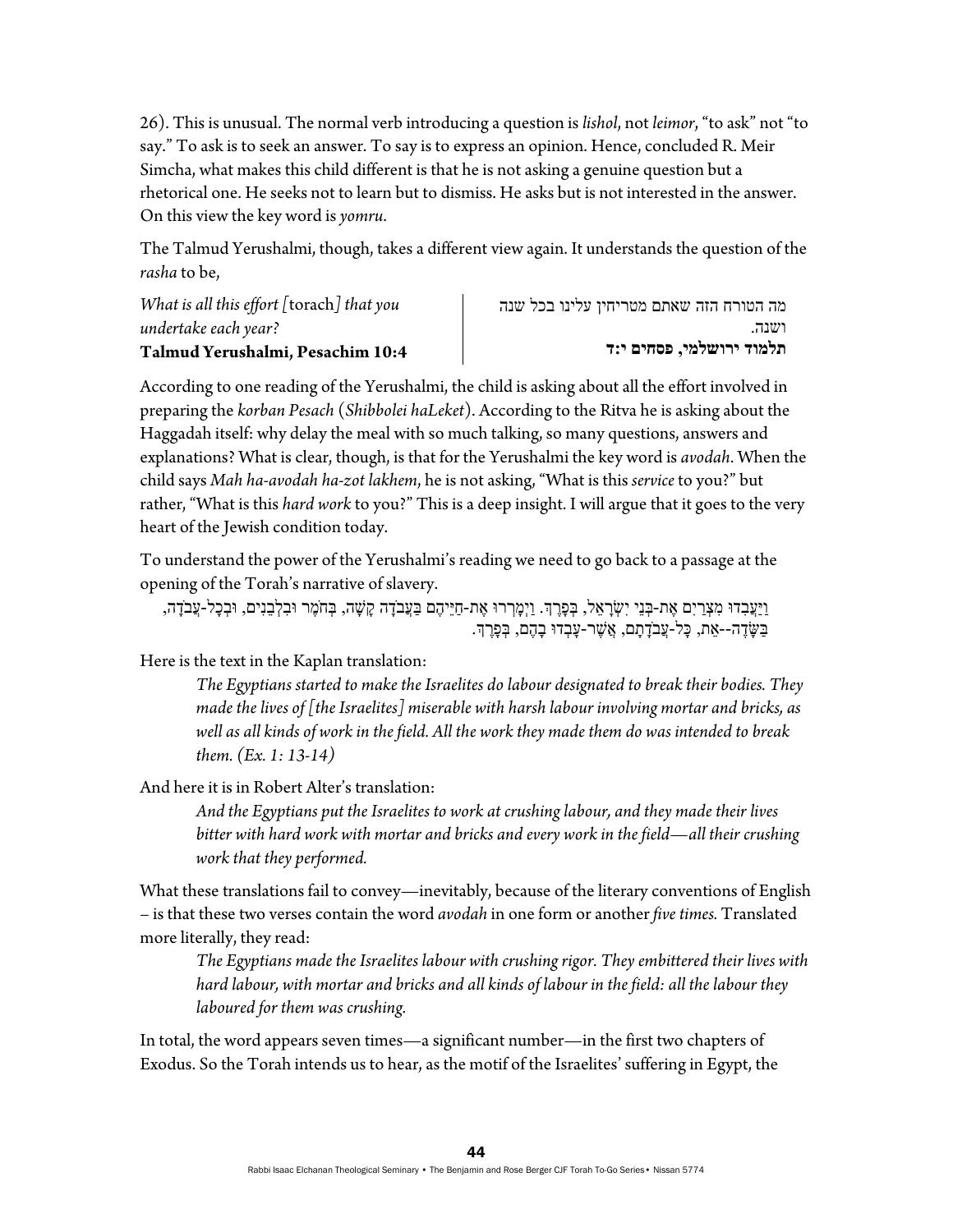26). This is unusual. The normal verb introducing a question is *lishol*, not *leimor*, "to ask" not "to say." To ask is to seek an answer. To say is to express an opinion. Hence, concluded R. Meir Simcha, what makes this child different is that he is not asking a genuine question but a rhetorical one. He seeks not to learn but to dismiss. He asks but is not interested in the answer. On this view the key word is *yomru*.

The Talmud Yerushalmi, though, takes a different view again. It understands the question of the *rasha* to be,

*What is all this effort [*torach*] that you undertake each year?*
**Talmud Yerushalmi, Pesachim 10:4**

מה הטורח הזה שאתם מטריחין עלינו בכל שנה ושנה.
**תלמוד ירושלמי, פסחים י:ד**

According to one reading of the Yerushalmi, the child is asking about all the effort involved in preparing the *korban Pesach* (*Shibbolei haLeket*). According to the Ritva he is asking about the Haggadah itself: why delay the meal with so much talking, so many questions, answers and explanations? What is clear, though, is that for the Yerushalmi the key word is *avodah*. When the child says *Mah ha-avodah ha-zot lakhem*, he is not asking, "What is this *service* to you?" but rather, "What is this *hard work* to you?" This is a deep insight. I will argue that it goes to the very heart of the Jewish condition today.

To understand the power of the Yerushalmi's reading we need to go back to a passage at the opening of the Torah's narrative of slavery.

וַיַּעֲבִדוּ מִצְרַיִם אֶת-בְּנֵי יִשְׂרָאֵל, בְּפָרֶךְ. וַיְמָרְרוּ אֶת-חַיֵּיהֶם בַּעֲבֹדָה קָשָׁה, בְּחֹמֶר וּבִלְבֵנִים, וּבְכָל-עֲבֹדָה, בַּשָּׂדֶה--אֵת, כָּל-עֲבֹדָתָם, אֲשֶׁר-עָבְדוּ בָהֶם, בְּפָרֶךְ.

Here is the text in the Kaplan translation:

> *The Egyptians started to make the Israelites do labour designated to break their bodies. They made the lives of [the Israelites] miserable with harsh labour involving mortar and bricks, as well as all kinds of work in the field. All the work they made them do was intended to break them. (Ex. 1: 13-14)*

And here it is in Robert Alter's translation:

> *And the Egyptians put the Israelites to work at crushing labour, and they made their lives bitter with hard work with mortar and bricks and every work in the field—all their crushing work that they performed.*

What these translations fail to convey—inevitably, because of the literary conventions of English – is that these two verses contain the word *avodah* in one form or another *five times.* Translated more literally, they read:

> *The Egyptians made the Israelites labour with crushing rigor. They embittered their lives with hard labour, with mortar and bricks and all kinds of labour in the field: all the labour they laboured for them was crushing.*

In total, the word appears seven times—a significant number—in the first two chapters of Exodus. So the Torah intends us to hear, as the motif of the Israelites' suffering in Egypt, the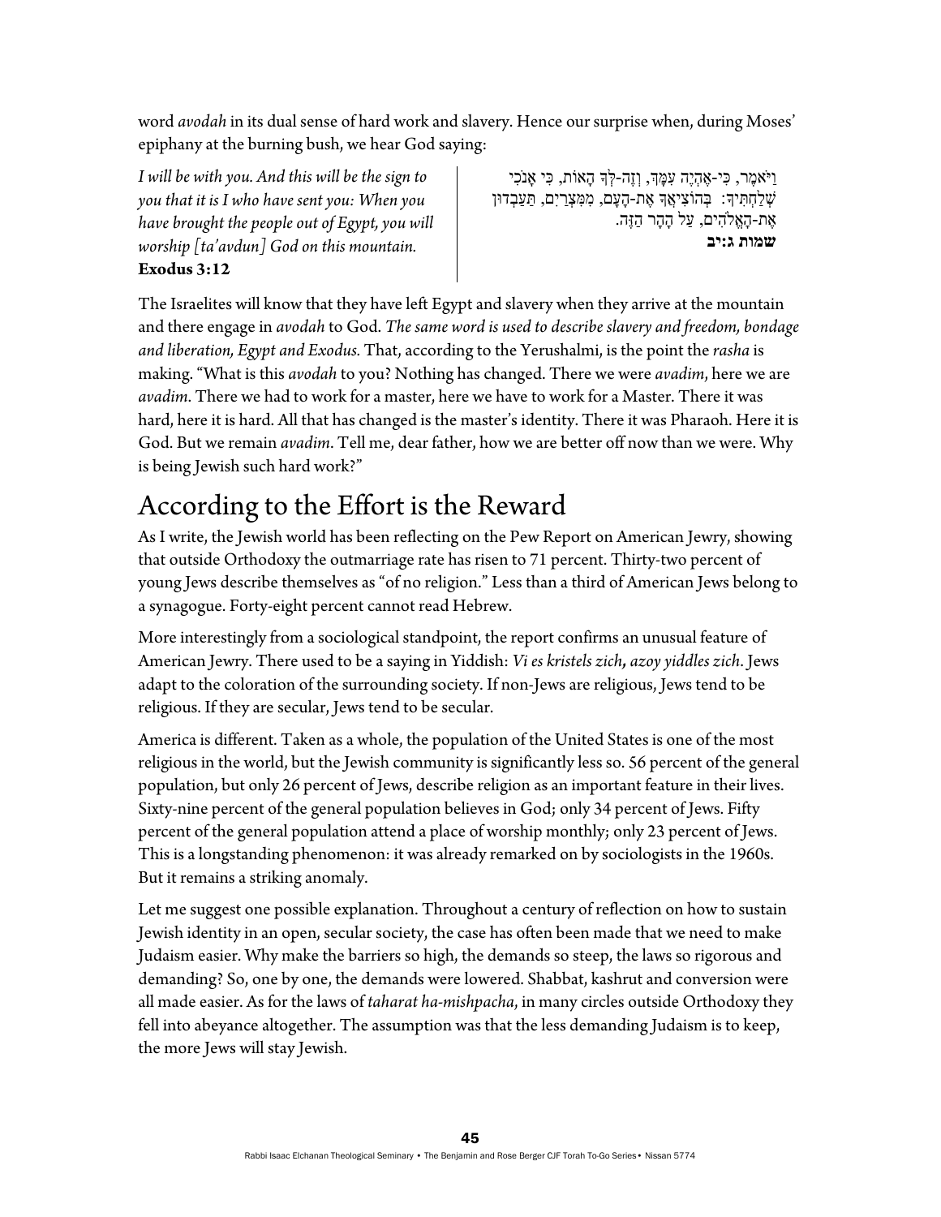word *avodah* in its dual sense of hard work and slavery. Hence our surprise when, during Moses' epiphany at the burning bush, we hear God saying:

*I will be with you. And this will be the sign to you that it is I who have sent you: When you have brought the people out of Egypt, you will worship [ta'avdun] God on this mountain.*
**Exodus 3:12**

וַיֹּאמֶר, כִּי-אֶהְיֶה עִמָּךְ, וְזֶה-לְּךָ הָאוֹת, כִּי אָנֹכִי שְׁלַחְתִּיךָ: בְּהוֹצִיאֲךָ אֶת-הָעָם, מִמִּצְרַיִם, תַּעַבְדוּן אֶת-הָאֱלֹהִים, עַל הָהָר הַזֶּה.
**שמות ג:יב**

The Israelites will know that they have left Egypt and slavery when they arrive at the mountain and there engage in *avodah* to God. *The same word is used to describe slavery and freedom, bondage and liberation, Egypt and Exodus.* That, according to the Yerushalmi, is the point the *rasha* is making. "What is this *avodah* to you? Nothing has changed. There we were *avadim*, here we are *avadim*. There we had to work for a master, here we have to work for a Master. There it was hard, here it is hard. All that has changed is the master's identity. There it was Pharaoh. Here it is God. But we remain *avadim*. Tell me, dear father, how we are better off now than we were. Why is being Jewish such hard work?"

## According to the Effort is the Reward

As I write, the Jewish world has been reflecting on the Pew Report on American Jewry, showing that outside Orthodoxy the outmarriage rate has risen to 71 percent. Thirty-two percent of young Jews describe themselves as "of no religion." Less than a third of American Jews belong to a synagogue. Forty-eight percent cannot read Hebrew.

More interestingly from a sociological standpoint, the report confirms an unusual feature of American Jewry. There used to be a saying in Yiddish: *Vi es kristels zich**,** azoy yiddles zich*. Jews adapt to the coloration of the surrounding society. If non-Jews are religious, Jews tend to be religious. If they are secular, Jews tend to be secular.

America is different. Taken as a whole, the population of the United States is one of the most religious in the world, but the Jewish community is significantly less so. 56 percent of the general population, but only 26 percent of Jews, describe religion as an important feature in their lives. Sixty-nine percent of the general population believes in God; only 34 percent of Jews. Fifty percent of the general population attend a place of worship monthly; only 23 percent of Jews. This is a longstanding phenomenon: it was already remarked on by sociologists in the 1960s. But it remains a striking anomaly.

Let me suggest one possible explanation. Throughout a century of reflection on how to sustain Jewish identity in an open, secular society, the case has often been made that we need to make Judaism easier. Why make the barriers so high, the demands so steep, the laws so rigorous and demanding? So, one by one, the demands were lowered. Shabbat, kashrut and conversion were all made easier. As for the laws of *taharat ha-mishpacha*, in many circles outside Orthodoxy they fell into abeyance altogether. The assumption was that the less demanding Judaism is to keep, the more Jews will stay Jewish.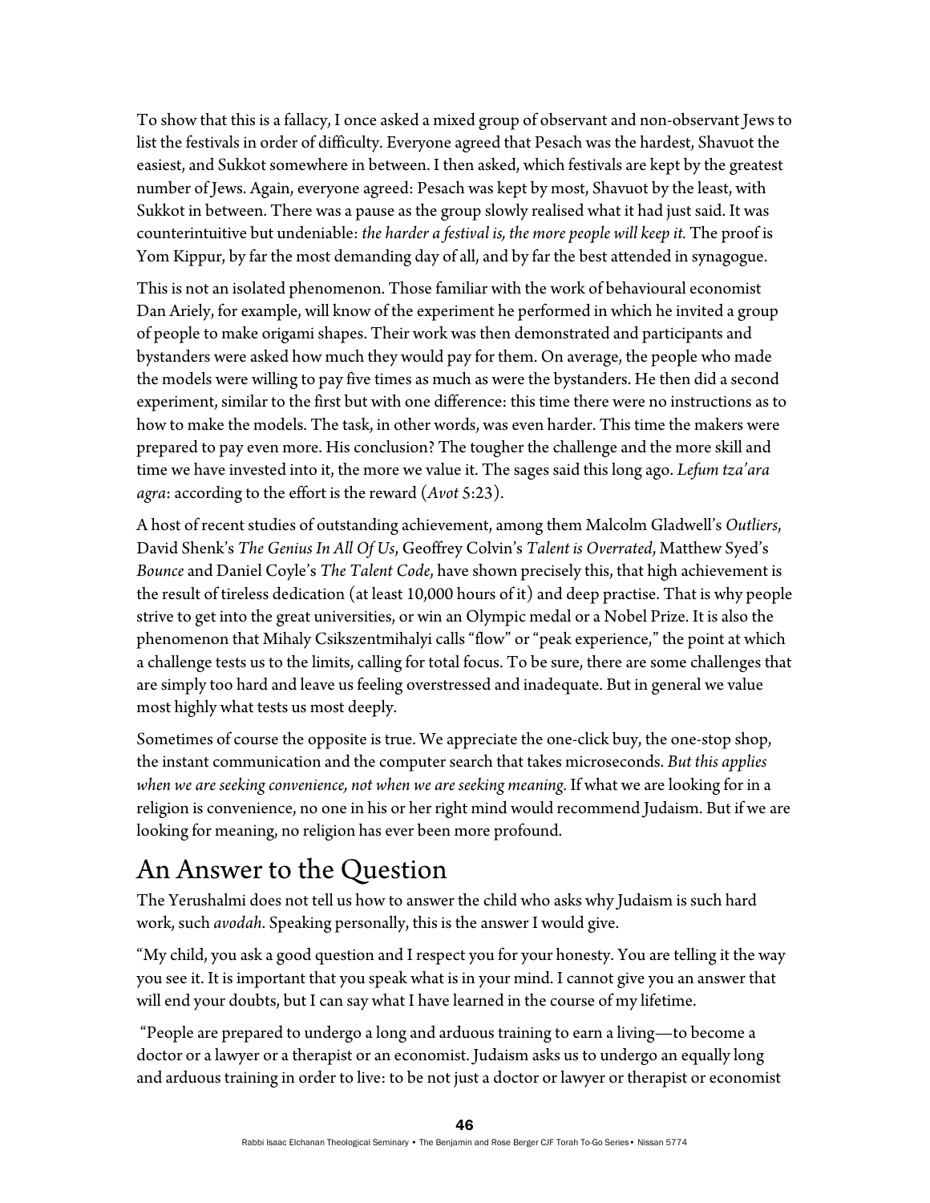To show that this is a fallacy, I once asked a mixed group of observant and non-observant Jews to list the festivals in order of difficulty. Everyone agreed that Pesach was the hardest, Shavuot the easiest, and Sukkot somewhere in between. I then asked, which festivals are kept by the greatest number of Jews. Again, everyone agreed: Pesach was kept by most, Shavuot by the least, with Sukkot in between. There was a pause as the group slowly realised what it had just said. It was counterintuitive but undeniable: *the harder a festival is, the more people will keep it.* The proof is Yom Kippur, by far the most demanding day of all, and by far the best attended in synagogue.

This is not an isolated phenomenon. Those familiar with the work of behavioural economist Dan Ariely, for example, will know of the experiment he performed in which he invited a group of people to make origami shapes. Their work was then demonstrated and participants and bystanders were asked how much they would pay for them. On average, the people who made the models were willing to pay five times as much as were the bystanders. He then did a second experiment, similar to the first but with one difference: this time there were no instructions as to how to make the models. The task, in other words, was even harder. This time the makers were prepared to pay even more. His conclusion? The tougher the challenge and the more skill and time we have invested into it, the more we value it. The sages said this long ago. *Lefum tza'ara agra*: according to the effort is the reward (*Avot* 5:23).

A host of recent studies of outstanding achievement, among them Malcolm Gladwell's *Outliers*, David Shenk's *The Genius In All Of Us*, Geoffrey Colvin's *Talent is Overrated*, Matthew Syed's *Bounce* and Daniel Coyle's *The Talent Code*, have shown precisely this, that high achievement is the result of tireless dedication (at least 10,000 hours of it) and deep practise. That is why people strive to get into the great universities, or win an Olympic medal or a Nobel Prize. It is also the phenomenon that Mihaly Csikszentmihalyi calls "flow" or "peak experience," the point at which a challenge tests us to the limits, calling for total focus. To be sure, there are some challenges that are simply too hard and leave us feeling overstressed and inadequate. But in general we value most highly what tests us most deeply.

Sometimes of course the opposite is true. We appreciate the one-click buy, the one-stop shop, the instant communication and the computer search that takes microseconds. *But this applies when we are seeking convenience, not when we are seeking meaning.* If what we are looking for in a religion is convenience, no one in his or her right mind would recommend Judaism. But if we are looking for meaning, no religion has ever been more profound.

## An Answer to the Question

The Yerushalmi does not tell us how to answer the child who asks why Judaism is such hard work, such *avodah*. Speaking personally, this is the answer I would give.

"My child, you ask a good question and I respect you for your honesty. You are telling it the way you see it. It is important that you speak what is in your mind. I cannot give you an answer that will end your doubts, but I can say what I have learned in the course of my lifetime.

"People are prepared to undergo a long and arduous training to earn a living—to become a doctor or a lawyer or a therapist or an economist. Judaism asks us to undergo an equally long and arduous training in order to live: to be not just a doctor or lawyer or therapist or economist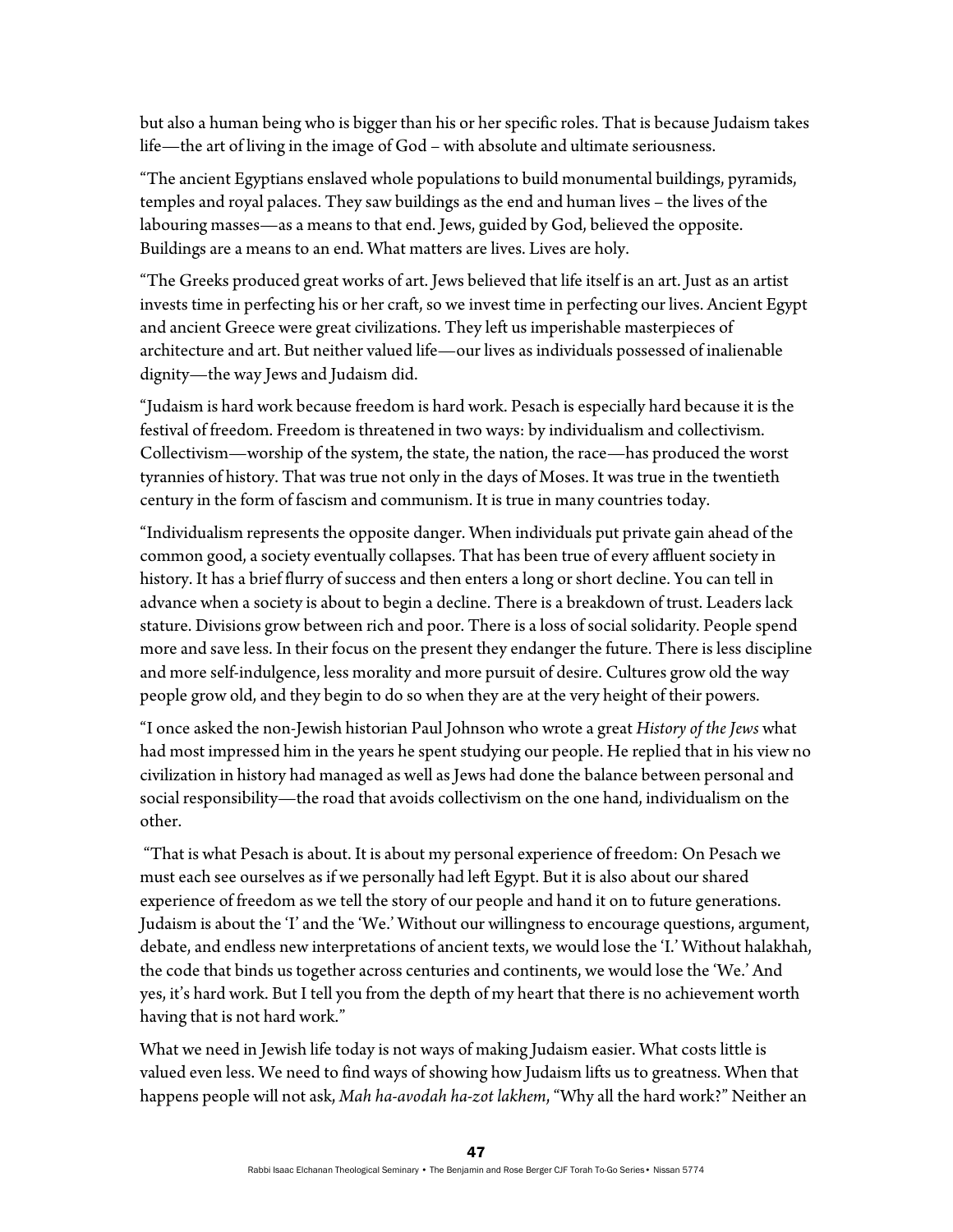but also a human being who is bigger than his or her specific roles. That is because Judaism takes life—the art of living in the image of God – with absolute and ultimate seriousness.

"The ancient Egyptians enslaved whole populations to build monumental buildings, pyramids, temples and royal palaces. They saw buildings as the end and human lives – the lives of the labouring masses—as a means to that end. Jews, guided by God, believed the opposite. Buildings are a means to an end. What matters are lives. Lives are holy.

"The Greeks produced great works of art. Jews believed that life itself is an art. Just as an artist invests time in perfecting his or her craft, so we invest time in perfecting our lives. Ancient Egypt and ancient Greece were great civilizations. They left us imperishable masterpieces of architecture and art. But neither valued life—our lives as individuals possessed of inalienable dignity—the way Jews and Judaism did.

"Judaism is hard work because freedom is hard work. Pesach is especially hard because it is the festival of freedom. Freedom is threatened in two ways: by individualism and collectivism. Collectivism—worship of the system, the state, the nation, the race—has produced the worst tyrannies of history. That was true not only in the days of Moses. It was true in the twentieth century in the form of fascism and communism. It is true in many countries today.

"Individualism represents the opposite danger. When individuals put private gain ahead of the common good, a society eventually collapses. That has been true of every affluent society in history. It has a brief flurry of success and then enters a long or short decline. You can tell in advance when a society is about to begin a decline. There is a breakdown of trust. Leaders lack stature. Divisions grow between rich and poor. There is a loss of social solidarity. People spend more and save less. In their focus on the present they endanger the future. There is less discipline and more self-indulgence, less morality and more pursuit of desire. Cultures grow old the way people grow old, and they begin to do so when they are at the very height of their powers.

"I once asked the non-Jewish historian Paul Johnson who wrote a great *History of the Jews* what had most impressed him in the years he spent studying our people. He replied that in his view no civilization in history had managed as well as Jews had done the balance between personal and social responsibility—the road that avoids collectivism on the one hand, individualism on the other.

"That is what Pesach is about. It is about my personal experience of freedom: On Pesach we must each see ourselves as if we personally had left Egypt. But it is also about our shared experience of freedom as we tell the story of our people and hand it on to future generations. Judaism is about the 'I' and the 'We.' Without our willingness to encourage questions, argument, debate, and endless new interpretations of ancient texts, we would lose the 'I.' Without halakhah, the code that binds us together across centuries and continents, we would lose the 'We.' And yes, it's hard work. But I tell you from the depth of my heart that there is no achievement worth having that is not hard work."

What we need in Jewish life today is not ways of making Judaism easier. What costs little is valued even less. We need to find ways of showing how Judaism lifts us to greatness. When that happens people will not ask, *Mah ha-avodah ha-zot lakhem*, "Why all the hard work?" Neither an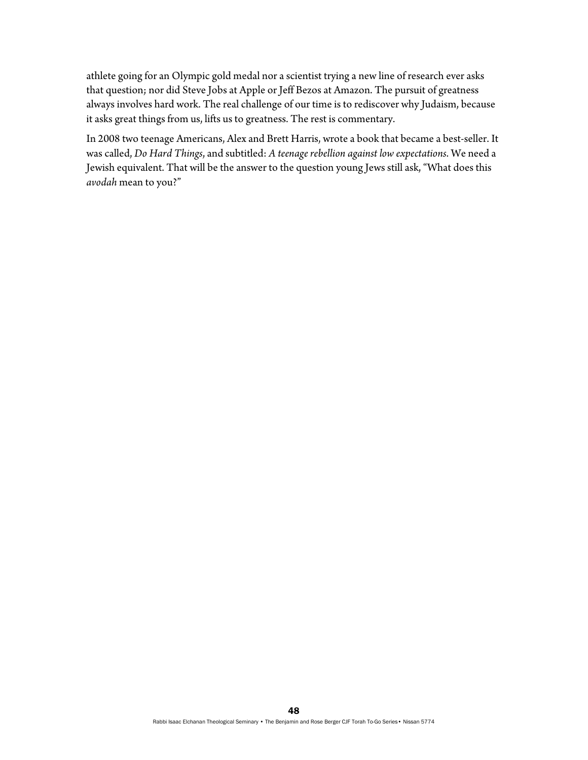athlete going for an Olympic gold medal nor a scientist trying a new line of research ever asks that question; nor did Steve Jobs at Apple or Jeff Bezos at Amazon. The pursuit of greatness always involves hard work. The real challenge of our time is to rediscover why Judaism, because it asks great things from us, lifts us to greatness. The rest is commentary.

In 2008 two teenage Americans, Alex and Brett Harris, wrote a book that became a best-seller. It was called, *Do Hard Things*, and subtitled: *A teenage rebellion against low expectations*. We need a Jewish equivalent. That will be the answer to the question young Jews still ask, "What does this *avodah* mean to you?"